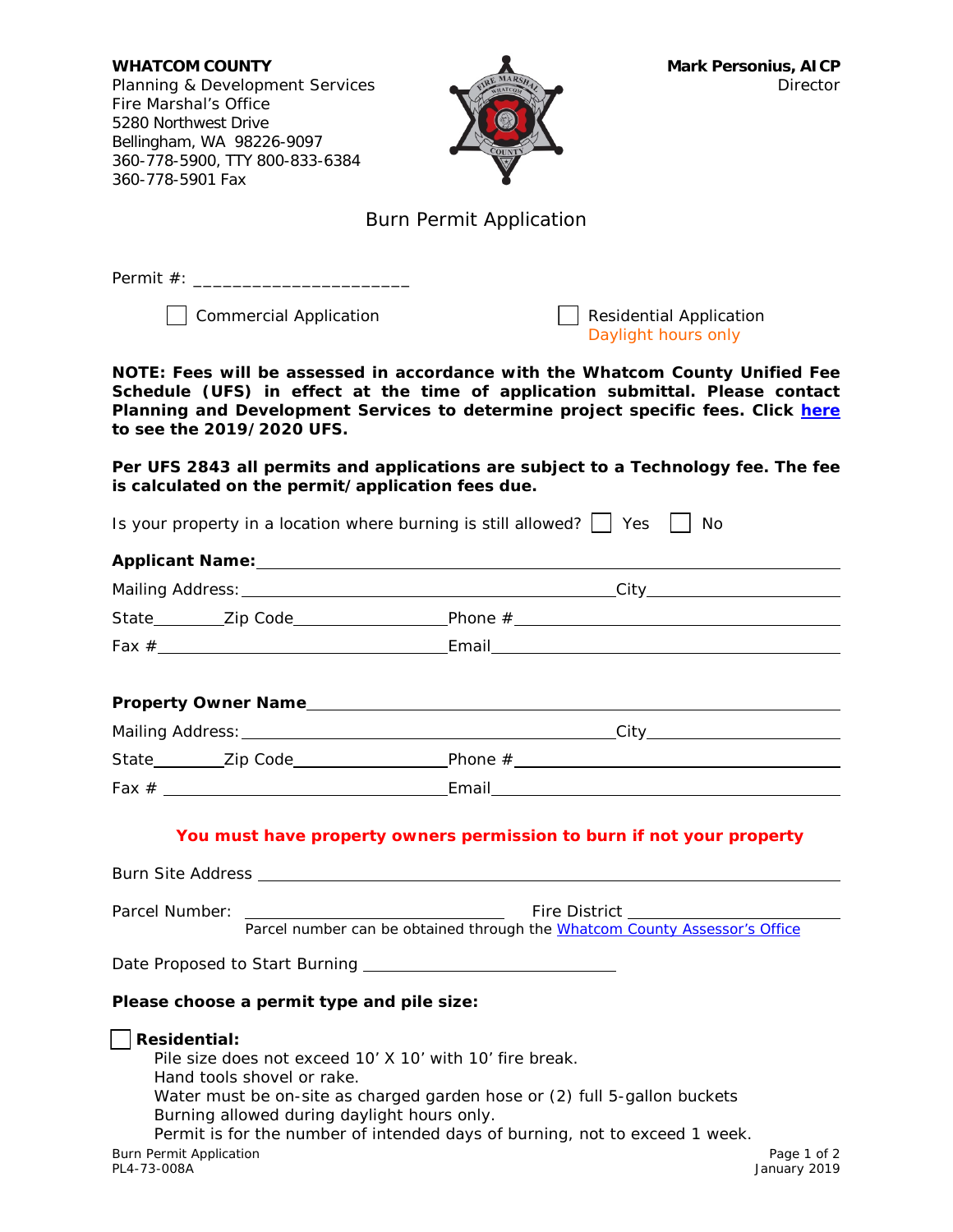**WHATCOM COUNTY**
Planning & Development Services
Fire Marshal's Office
5280 Northwest Drive
Bellingham, WA 98226-9097
360-778-5900, TTY 800-833-6384
360-778-5901 Fax

**Mark Personius, AICP**
Director

# Burn Permit Application

Permit #: ______________________

☐ Commercial Application

☐ Residential Application
Daylight hours only

**NOTE: Fees will be assessed in accordance with the Whatcom County Unified Fee Schedule (UFS) in effect at the time of application submittal. Please contact Planning and Development Services to determine project specific fees. Click [here](#) to see the 2019/2020 UFS.**

**Per UFS 2843 all permits and applications are subject to a Technology fee. The fee is calculated on the permit/application fees due.**

Is your property in a location where burning is still allowed? ☐ Yes ☐ No

**Applicant Name:** ______________________________________________

Mailing Address: ______________________________ City ______________

State ________ Zip Code ______________ Phone # ______________________

Fax # ______________________ Email ______________________________

**Property Owner Name** ______________________________________________

Mailing Address: ______________________________ City ______________

State ________ Zip Code ______________ Phone # ______________________

Fax # ______________________ Email ______________________________

**You must have property owners permission to burn if not your property**

Burn Site Address ______________________________________________

Parcel Number: ______________________ Fire District ______________________
Parcel number can be obtained through the [Whatcom County Assessor's Office](#)

Date Proposed to Start Burning ______________________

**Please choose a permit type and pile size:**

☐ **Residential:**
Pile size does not exceed 10' X 10' with 10' fire break.
Hand tools shovel or rake.
Water must be on-site as charged garden hose or (2) full 5-gallon buckets
Burning allowed during daylight hours only.
Permit is for the number of intended days of burning, not to exceed 1 week.

Burn Permit Application
PL4-73-008A
January 2019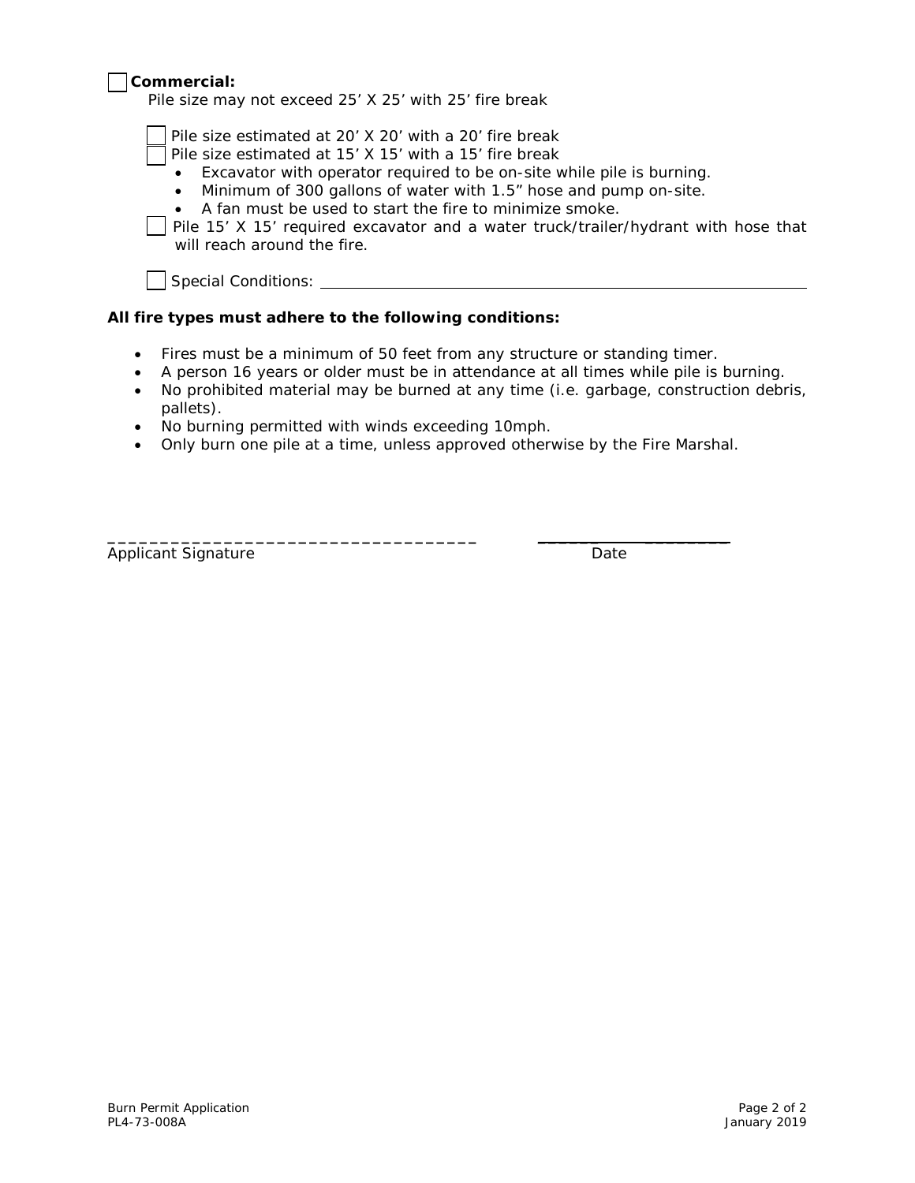- [ ] **Commercial:**

Pile size may not exceed 25’ X 25’ with 25’ fire break

- [ ] Pile size estimated at 20’ X 20’ with a 20’ fire break
- [ ] Pile size estimated at 15’ X 15’ with a 15’ fire break
  - Excavator with operator required to be on-site while pile is burning.
  - Minimum of 300 gallons of water with 1.5” hose and pump on-site.
  - A fan must be used to start the fire to minimize smoke.
- [ ] Pile 15’ X 15’ required excavator and a water truck/trailer/hydrant with hose that will reach around the fire.

- [ ] Special Conditions: ______________________________

**All fire types must adhere to the following conditions:**

- Fires must be a minimum of 50 feet from any structure or standing timer.
- A person 16 years or older must be in attendance at all times while pile is burning.
- No prohibited material may be burned at any time (i.e. garbage, construction debris, pallets).
- No burning permitted with winds exceeding 10mph.
- Only burn one pile at a time, unless approved otherwise by the Fire Marshal.

___________________________________ ____________________

Applicant Signature Date

Burn Permit Application
PL4-73-008A
January 2019